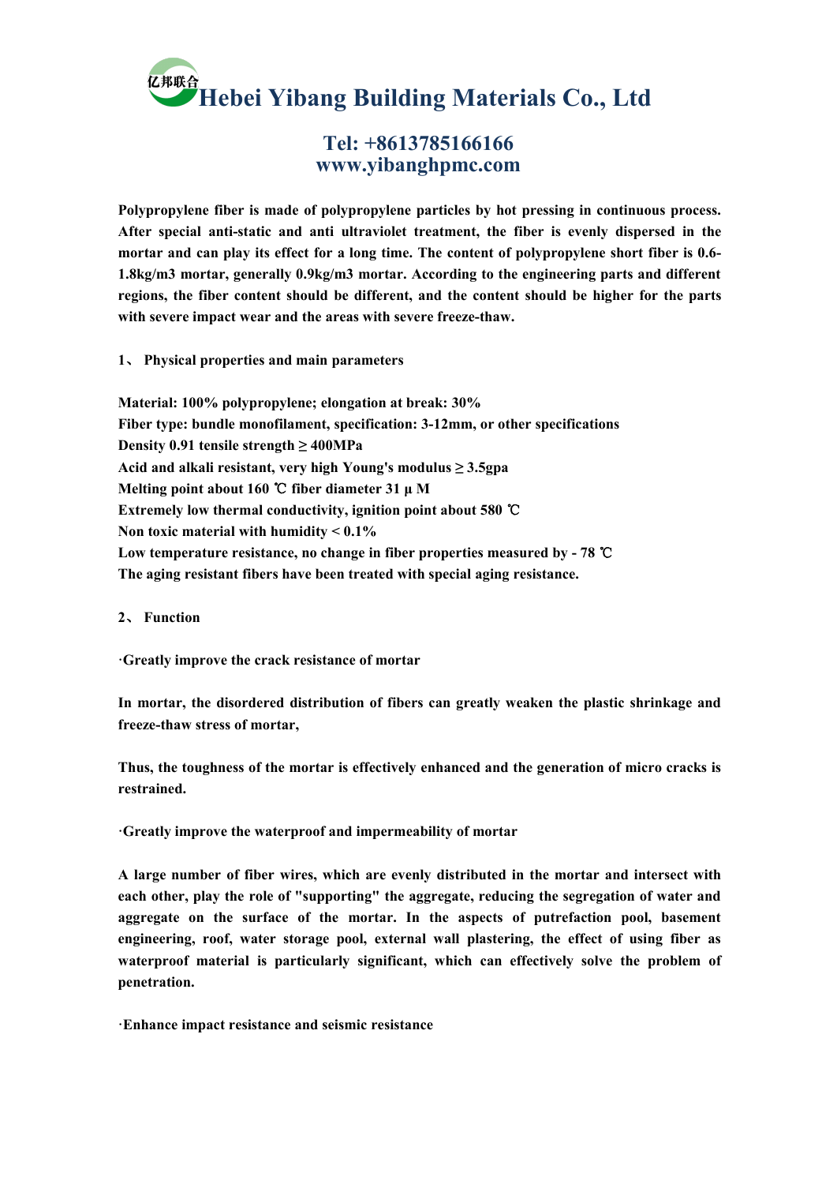# Hebei Yibang Building Materials Co., Ltd

## Tel: +8613785166166
## www.yibanghpmc.com

**Polypropylene fiber is made of polypropylene particles by hot pressing in continuous process. After special anti-static and anti ultraviolet treatment, the fiber is evenly dispersed in the mortar and can play its effect for a long time. The content of polypropylene short fiber is 0.6-1.8kg/m3 mortar, generally 0.9kg/m3 mortar. According to the engineering parts and different regions, the fiber content should be different, and the content should be higher for the parts with severe impact wear and the areas with severe freeze-thaw.**

**1、 Physical properties and main parameters**

**Material: 100% polypropylene; elongation at break: 30%**
**Fiber type: bundle monofilament, specification: 3-12mm, or other specifications**
**Density 0.91 tensile strength ≥ 400MPa**
**Acid and alkali resistant, very high Young's modulus ≥ 3.5gpa**
**Melting point about 160 ℃ fiber diameter 31 μ M**
**Extremely low thermal conductivity, ignition point about 580 ℃**
**Non toxic material with humidity < 0.1%**
**Low temperature resistance, no change in fiber properties measured by - 78 ℃**
**The aging resistant fibers have been treated with special aging resistance.**

**2、 Function**

**·Greatly improve the crack resistance of mortar**

**In mortar, the disordered distribution of fibers can greatly weaken the plastic shrinkage and freeze-thaw stress of mortar,**

**Thus, the toughness of the mortar is effectively enhanced and the generation of micro cracks is restrained.**

**·Greatly improve the waterproof and impermeability of mortar**

**A large number of fiber wires, which are evenly distributed in the mortar and intersect with each other, play the role of "supporting" the aggregate, reducing the segregation of water and aggregate on the surface of the mortar. In the aspects of putrefaction pool, basement engineering, roof, water storage pool, external wall plastering, the effect of using fiber as waterproof material is particularly significant, which can effectively solve the problem of penetration.**

**·Enhance impact resistance and seismic resistance**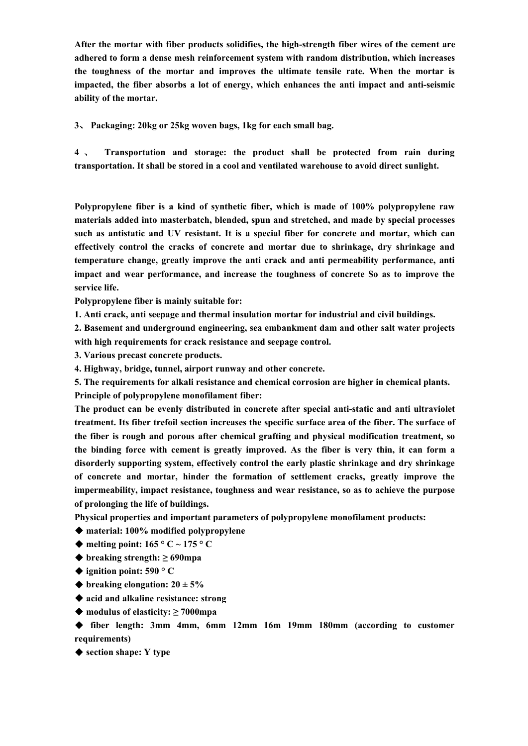**After the mortar with fiber products solidifies, the high-strength fiber wires of the cement are adhered to form a dense mesh reinforcement system with random distribution, which increases the toughness of the mortar and improves the ultimate tensile rate. When the mortar is impacted, the fiber absorbs a lot of energy, which enhances the anti impact and anti-seismic ability of the mortar.**

**3、 Packaging: 20kg or 25kg woven bags, 1kg for each small bag.**

**4 、 Transportation and storage: the product shall be protected from rain during transportation. It shall be stored in a cool and ventilated warehouse to avoid direct sunlight.**

**Polypropylene fiber is a kind of synthetic fiber, which is made of 100% polypropylene raw materials added into masterbatch, blended, spun and stretched, and made by special processes such as antistatic and UV resistant. It is a special fiber for concrete and mortar, which can effectively control the cracks of concrete and mortar due to shrinkage, dry shrinkage and temperature change, greatly improve the anti crack and anti permeability performance, anti impact and wear performance, and increase the toughness of concrete So as to improve the service life.**

**Polypropylene fiber is mainly suitable for:**

**1. Anti crack, anti seepage and thermal insulation mortar for industrial and civil buildings.**

**2. Basement and underground engineering, sea embankment dam and other salt water projects with high requirements for crack resistance and seepage control.**

**3. Various precast concrete products.**

**4. Highway, bridge, tunnel, airport runway and other concrete.**

**5. The requirements for alkali resistance and chemical corrosion are higher in chemical plants.**

**Principle of polypropylene monofilament fiber:**

**The product can be evenly distributed in concrete after special anti-static and anti ultraviolet treatment. Its fiber trefoil section increases the specific surface area of the fiber. The surface of the fiber is rough and porous after chemical grafting and physical modification treatment, so the binding force with cement is greatly improved. As the fiber is very thin, it can form a disorderly supporting system, effectively control the early plastic shrinkage and dry shrinkage of concrete and mortar, hinder the formation of settlement cracks, greatly improve the impermeability, impact resistance, toughness and wear resistance, so as to achieve the purpose of prolonging the life of buildings.**

**Physical properties and important parameters of polypropylene monofilament products:**

- **material: 100% modified polypropylene**
- **melting point: 165 ° C ~ 175 ° C**
- **breaking strength: ≥ 690mpa**
- **ignition point: 590 ° C**
- **breaking elongation: 20 ± 5%**
- **acid and alkaline resistance: strong**
- **modulus of elasticity: ≥ 7000mpa**
- **fiber length: 3mm 4mm, 6mm 12mm 16m 19mm 180mm (according to customer requirements)**
- **section shape: Y type**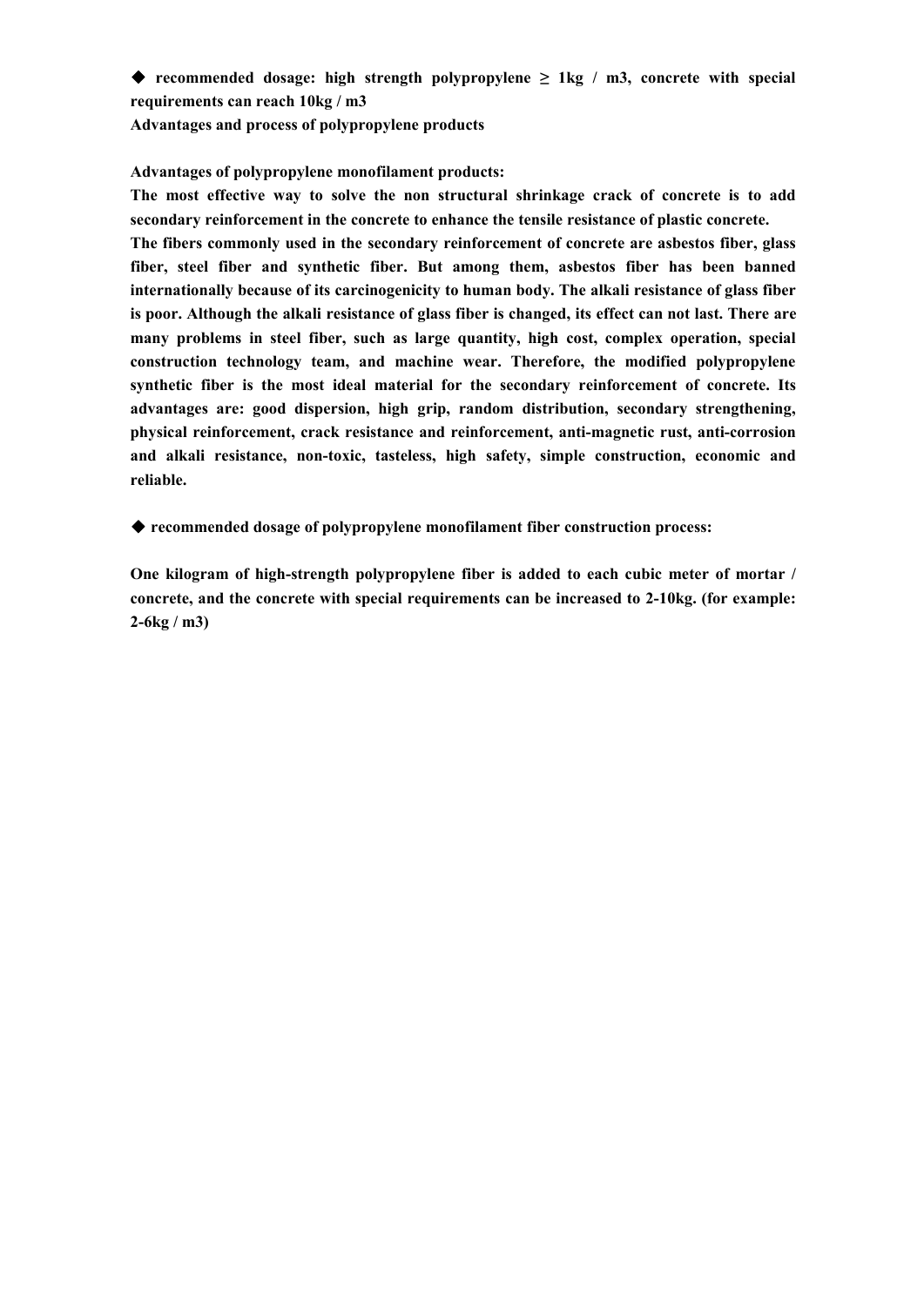◆ **recommended dosage: high strength polypropylene ≥ 1kg / m3, concrete with special requirements can reach 10kg / m3**

**Advantages and process of polypropylene products**

**Advantages of polypropylene monofilament products:**

**The most effective way to solve the non structural shrinkage crack of concrete is to add secondary reinforcement in the concrete to enhance the tensile resistance of plastic concrete.**

**The fibers commonly used in the secondary reinforcement of concrete are asbestos fiber, glass fiber, steel fiber and synthetic fiber. But among them, asbestos fiber has been banned internationally because of its carcinogenicity to human body. The alkali resistance of glass fiber is poor. Although the alkali resistance of glass fiber is changed, its effect can not last. There are many problems in steel fiber, such as large quantity, high cost, complex operation, special construction technology team, and machine wear. Therefore, the modified polypropylene synthetic fiber is the most ideal material for the secondary reinforcement of concrete. Its advantages are: good dispersion, high grip, random distribution, secondary strengthening, physical reinforcement, crack resistance and reinforcement, anti-magnetic rust, anti-corrosion and alkali resistance, non-toxic, tasteless, high safety, simple construction, economic and reliable.**

◆ **recommended dosage of polypropylene monofilament fiber construction process:**

**One kilogram of high-strength polypropylene fiber is added to each cubic meter of mortar / concrete, and the concrete with special requirements can be increased to 2-10kg. (for example: 2-6kg / m3)**